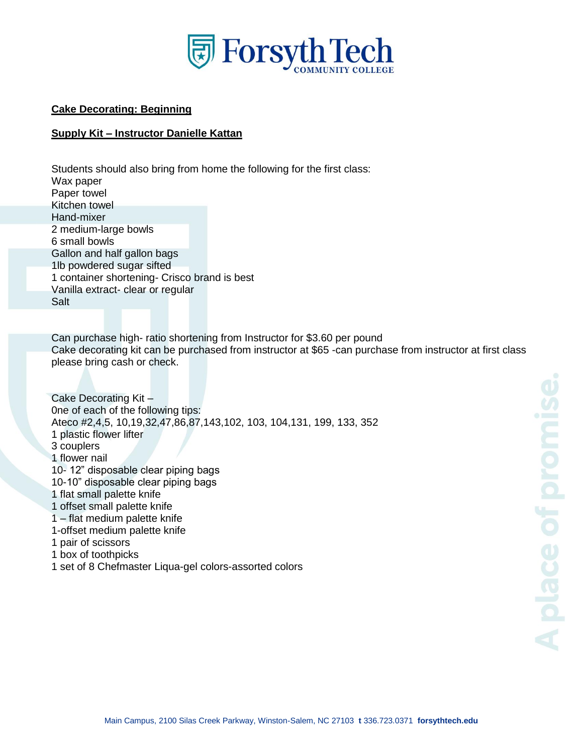# Forsyth Tech

COMMUNITY COLLEGE

**Cake Decorating: Beginning**

**Supply Kit – Instructor Danielle Kattan**

Students should also bring from home the following for the first class:
Wax paper
Paper towel
Kitchen towel
Hand-mixer
2 medium-large bowls
6 small bowls
Gallon and half gallon bags
1lb powdered sugar sifted
1 container shortening- Crisco brand is best
Vanilla extract- clear or regular
Salt

Can purchase high- ratio shortening from Instructor for $3.60 per pound
Cake decorating kit can be purchased from instructor at $65 -can purchase from instructor at first class please bring cash or check.

Cake Decorating Kit –
0ne of each of the following tips:
Ateco #2,4,5, 10,19,32,47,86,87,143,102, 103, 104,131, 199, 133, 352
1 plastic flower lifter
3 couplers
1 flower nail
10- 12" disposable clear piping bags
10-10" disposable clear piping bags
1 flat small palette knife
1 offset small palette knife
1 – flat medium palette knife
1-offset medium palette knife
1 pair of scissors
1 box of toothpicks
1 set of 8 Chefmaster Liqua-gel colors-assorted colors

A place of promise.

Main Campus, 2100 Silas Creek Parkway, Winston-Salem, NC 27103 **t** 336.723.0371 **forsythtech.edu**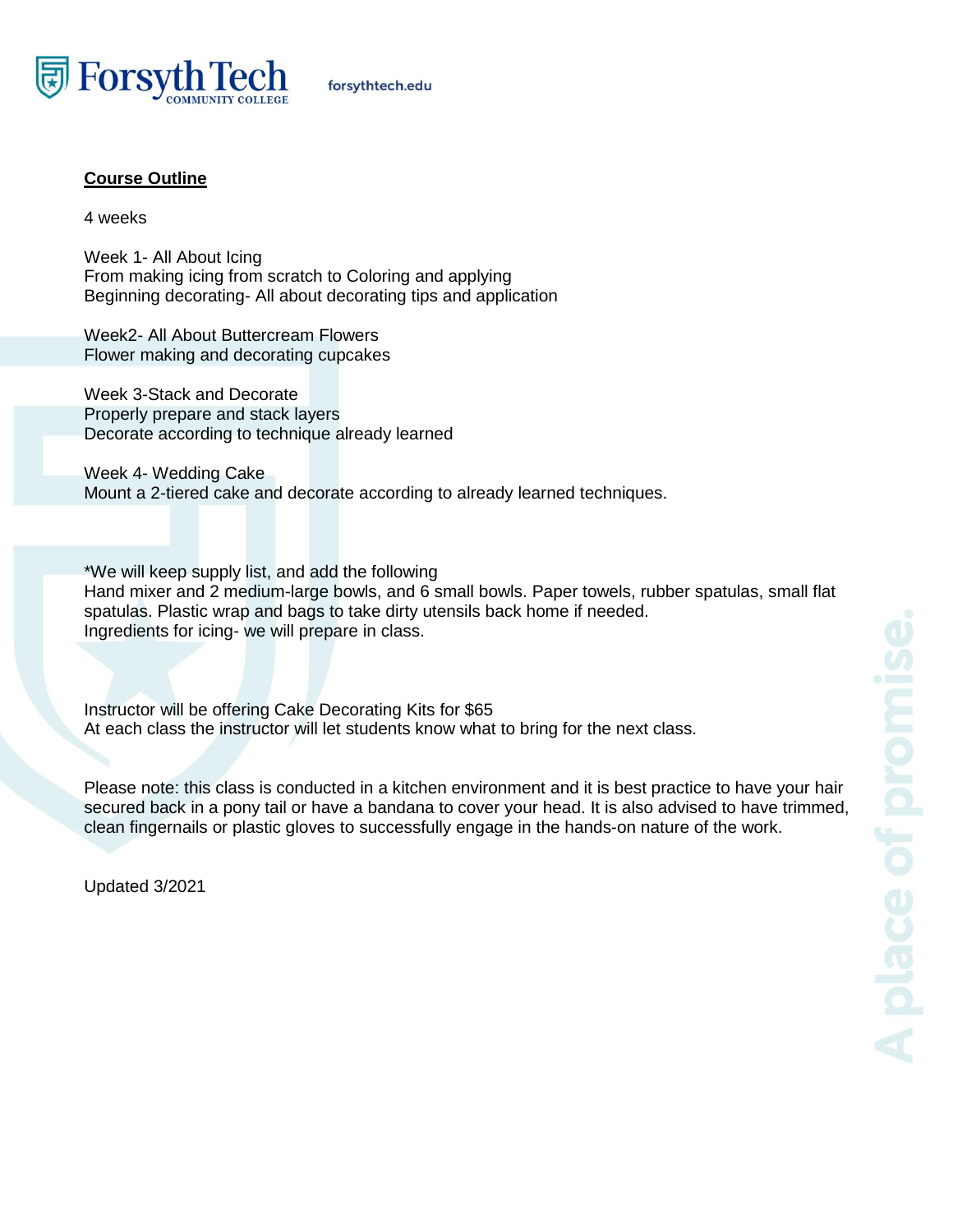**Course Outline**

4 weeks

Week 1- All About Icing
From making icing from scratch to Coloring and applying
Beginning decorating- All about decorating tips and application

Week2- All About Buttercream Flowers
Flower making and decorating cupcakes

Week 3-Stack and Decorate
Properly prepare and stack layers
Decorate according to technique already learned

Week 4- Wedding Cake
Mount a 2-tiered cake and decorate according to already learned techniques.

*We will keep supply list, and add the following
Hand mixer and 2 medium-large bowls, and 6 small bowls. Paper towels, rubber spatulas, small flat spatulas. Plastic wrap and bags to take dirty utensils back home if needed.
Ingredients for icing- we will prepare in class.

Instructor will be offering Cake Decorating Kits for $65
At each class the instructor will let students know what to bring for the next class.

Please note: this class is conducted in a kitchen environment and it is best practice to have your hair secured back in a pony tail or have a bandana to cover your head. It is also advised to have trimmed, clean fingernails or plastic gloves to successfully engage in the hands-on nature of the work.

Updated 3/2021